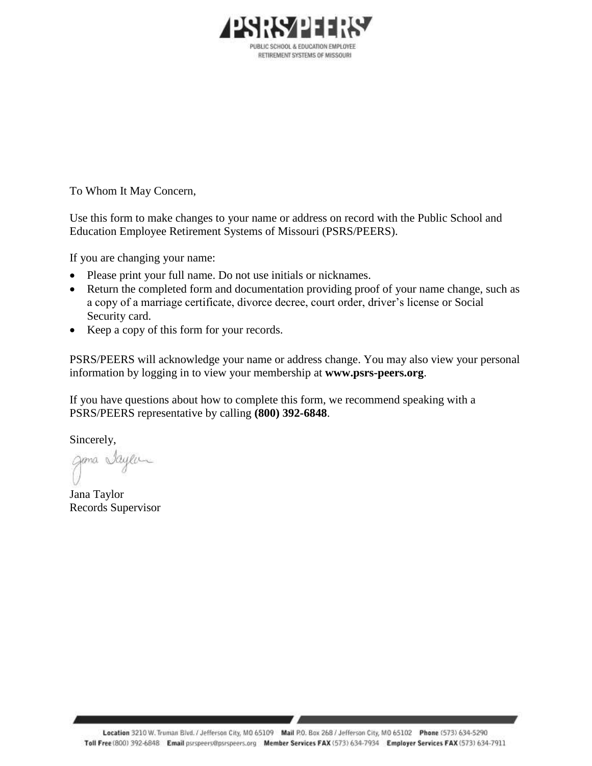**PSRS/PEERS**

PUBLIC SCHOOL & EDUCATION EMPLOYEE
RETIREMENT SYSTEMS OF MISSOURI

To Whom It May Concern,

Use this form to make changes to your name or address on record with the Public School and Education Employee Retirement Systems of Missouri (PSRS/PEERS).

If you are changing your name:

- Please print your full name. Do not use initials or nicknames.
- Return the completed form and documentation providing proof of your name change, such as a copy of a marriage certificate, divorce decree, court order, driver's license or Social Security card.
- Keep a copy of this form for your records.

PSRS/PEERS will acknowledge your name or address change. You may also view your personal information by logging in to view your membership at **www.psrs-peers.org**.

If you have questions about how to complete this form, we recommend speaking with a PSRS/PEERS representative by calling **(800) 392-6848**.

Sincerely,

Jana Taylor
Records Supervisor

**Location** 3210 W. Truman Blvd. / Jefferson City, MO 65109 **Mail** P.O. Box 268 / Jefferson City, MO 65102 **Phone** (573) 634-5290
**Toll Free** (800) 392-6848 **Email** psrspeers@psrspeers.org **Member Services FAX** (573) 634-7934 **Employer Services FAX** (573) 634-7911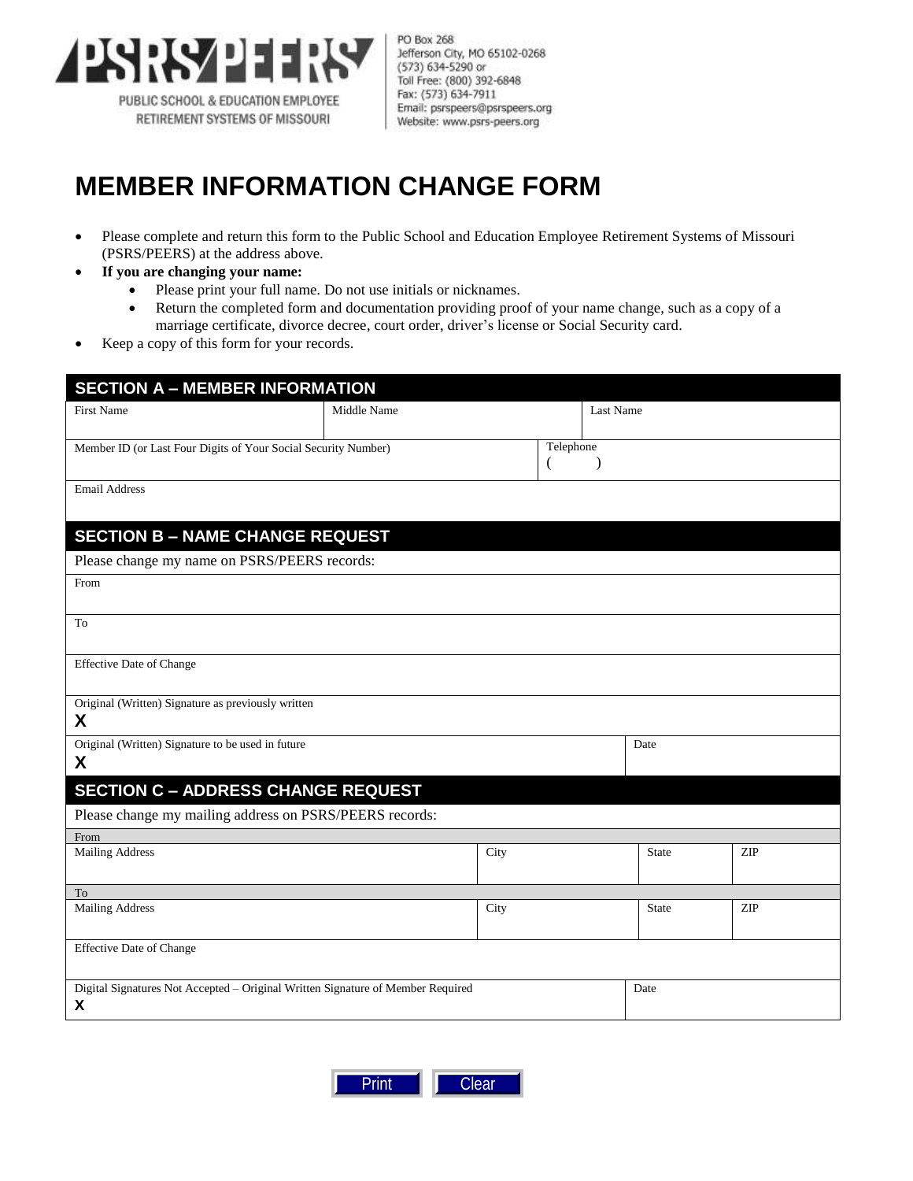PSRS/PEERS

PUBLIC SCHOOL & EDUCATION EMPLOYEE RETIREMENT SYSTEMS OF MISSOURI

PO Box 268
Jefferson City, MO 65102-0268
(573) 634-5290 or
Toll Free: (800) 392-6848
Fax: (573) 634-7911
Email: psrspeers@psrspeers.org
Website: www.psrs-peers.org

# MEMBER INFORMATION CHANGE FORM

- Please complete and return this form to the Public School and Education Employee Retirement Systems of Missouri (PSRS/PEERS) at the address above.
- **If you are changing your name:**
  - Please print your full name. Do not use initials or nicknames.
  - Return the completed form and documentation providing proof of your name change, such as a copy of a marriage certificate, divorce decree, court order, driver's license or Social Security card.
- Keep a copy of this form for your records.

## SECTION A – MEMBER INFORMATION

| | | |
|---|---|---|
| First Name | Middle Name | Last Name |
| Member ID (or Last Four Digits of Your Social Security Number) | | Telephone ( ) |
| Email Address | | |

## SECTION B – NAME CHANGE REQUEST

Please change my name on PSRS/PEERS records:

| | |
|---|---|
| From | |
| To | |
| Effective Date of Change | |
| Original (Written) Signature as previously written X | |
| Original (Written) Signature to be used in future X | Date |

## SECTION C – ADDRESS CHANGE REQUEST

Please change my mailing address on PSRS/PEERS records:

From

| | | | |
|---|---|---|---|
| Mailing Address | City | State | ZIP |

To

| | | | |
|---|---|---|---|
| Mailing Address | City | State | ZIP |

| | |
|---|---|
| Effective Date of Change | |
| Digital Signatures Not Accepted – Original Written Signature of Member Required X | Date |

Print Clear